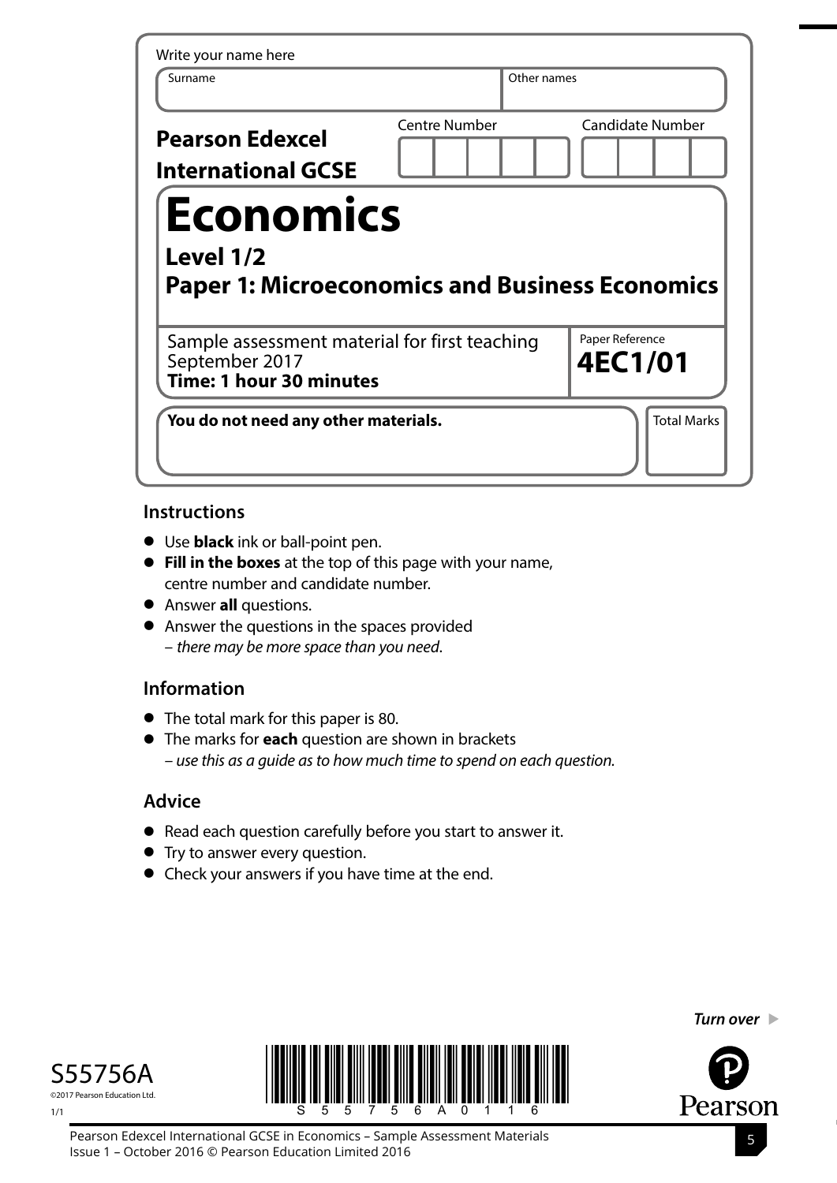Write your name here

| Surname | Other names |
|---|---|
| | |

**Pearson Edexcel International GCSE**

| Centre Number | Candidate Number |
|---|---|
| | |

# Economics

## Level 1/2

## Paper 1: Microeconomics and Business Economics

Sample assessment material for first teaching September 2017
**Time: 1 hour 30 minutes**

Paper Reference
**4EC1/01**

**You do not need any other materials.**

Total Marks

### Instructions

- Use **black** ink or ball-point pen.
- **Fill in the boxes** at the top of this page with your name, centre number and candidate number.
- Answer **all** questions.
- Answer the questions in the spaces provided
  – *there may be more space than you need*.

### Information

- The total mark for this paper is 80.
- The marks for **each** question are shown in brackets
  – *use this as a guide as to how much time to spend on each question.*

### Advice

- Read each question carefully before you start to answer it.
- Try to answer every question.
- Check your answers if you have time at the end.

***Turn over***

S55756A

©2017 Pearson Education Ltd.

1/1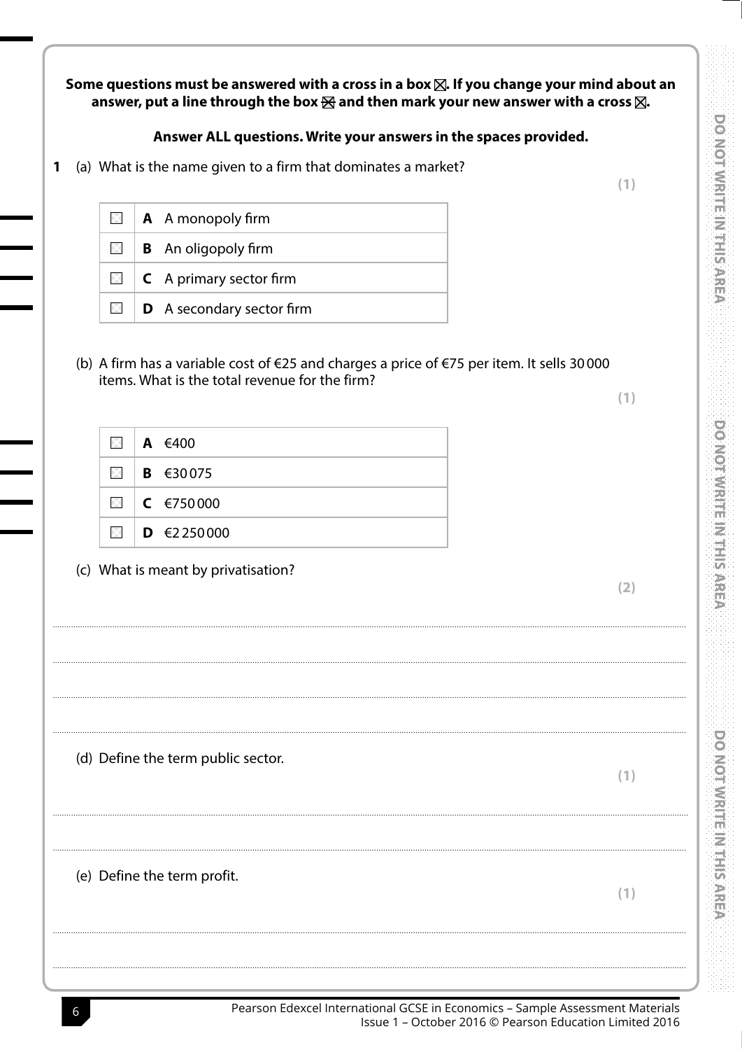**Some questions must be answered with a cross in a box ☒. If you change your mind about an answer, put a line through the box ☒ and then mark your new answer with a cross ☒.**

**Answer ALL questions. Write your answers in the spaces provided.**

**1** (a) What is the name given to a firm that dominates a market?

**(1)**

| | |
|---|---|
| ☐ | **A** A monopoly firm |
| ☐ | **B** An oligopoly firm |
| ☐ | **C** A primary sector firm |
| ☐ | **D** A secondary sector firm |

(b) A firm has a variable cost of €25 and charges a price of €75 per item. It sells 30 000 items. What is the total revenue for the firm?

**(1)**

| | |
|---|---|
| ☐ | **A** €400 |
| ☐ | **B** €30 075 |
| ☐ | **C** €750 000 |
| ☐ | **D** €2 250 000 |

(c) What is meant by privatisation?

**(2)**

.......................................................................................................................................................

.......................................................................................................................................................

.......................................................................................................................................................

.......................................................................................................................................................

(d) Define the term public sector.

**(1)**

.......................................................................................................................................................

.......................................................................................................................................................

(e) Define the term profit.

**(1)**

.......................................................................................................................................................

.......................................................................................................................................................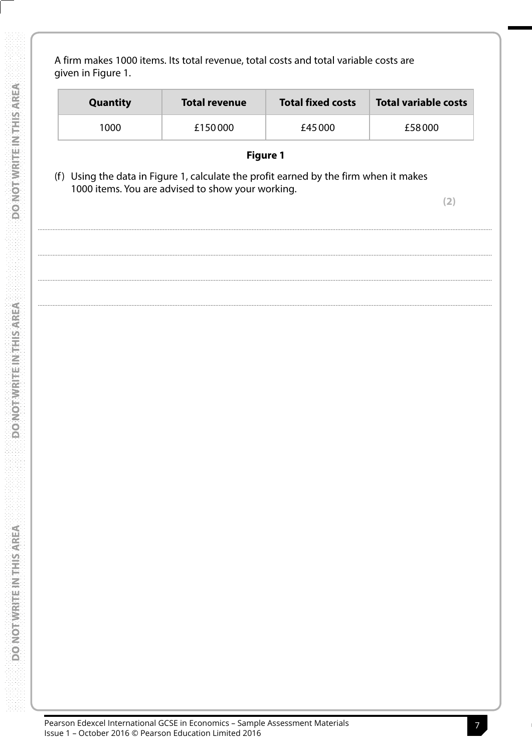A firm makes 1000 items. Its total revenue, total costs and total variable costs are given in Figure 1.

| Quantity | Total revenue | Total fixed costs | Total variable costs |
|---|---|---|---|
| 1000 | £150 000 | £45 000 | £58 000 |

**Figure 1**

(f) Using the data in Figure 1, calculate the profit earned by the firm when it makes 1000 items. You are advised to show your working.

**(2)**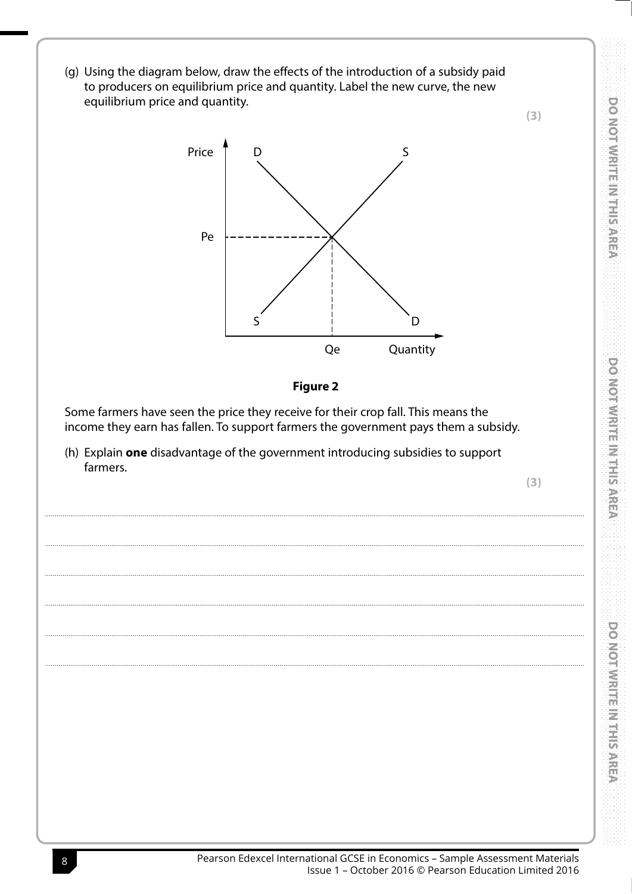(g) Using the diagram below, draw the effects of the introduction of a subsidy paid to producers on equilibrium price and quantity. Label the new curve, the new equilibrium price and quantity.

**(3)**

Price, D, S, Pe, S, D, Qe, Quantity

**Figure 2**

Some farmers have seen the price they receive for their crop fall. This means the income they earn has fallen. To support farmers the government pays them a subsidy.

(h) Explain **one** disadvantage of the government introducing subsidies to support farmers.

**(3)**

.......................................................................................................................................................................................................................

.......................................................................................................................................................................................................................

.......................................................................................................................................................................................................................

.......................................................................................................................................................................................................................

.......................................................................................................................................................................................................................

.......................................................................................................................................................................................................................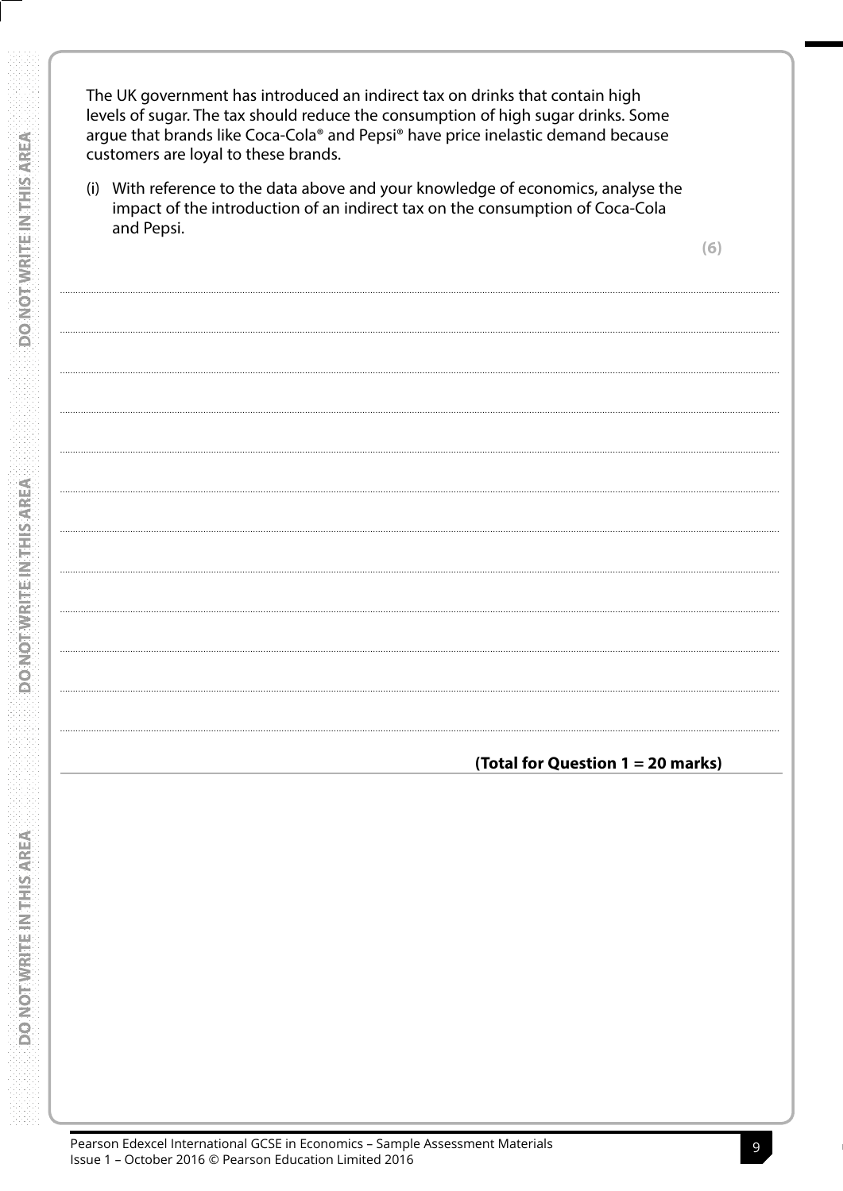The UK government has introduced an indirect tax on drinks that contain high levels of sugar. The tax should reduce the consumption of high sugar drinks. Some argue that brands like Coca-Cola® and Pepsi® have price inelastic demand because customers are loyal to these brands.

(i) With reference to the data above and your knowledge of economics, analyse the impact of the introduction of an indirect tax on the consumption of Coca-Cola and Pepsi.

**(6)**

**(Total for Question 1 = 20 marks)**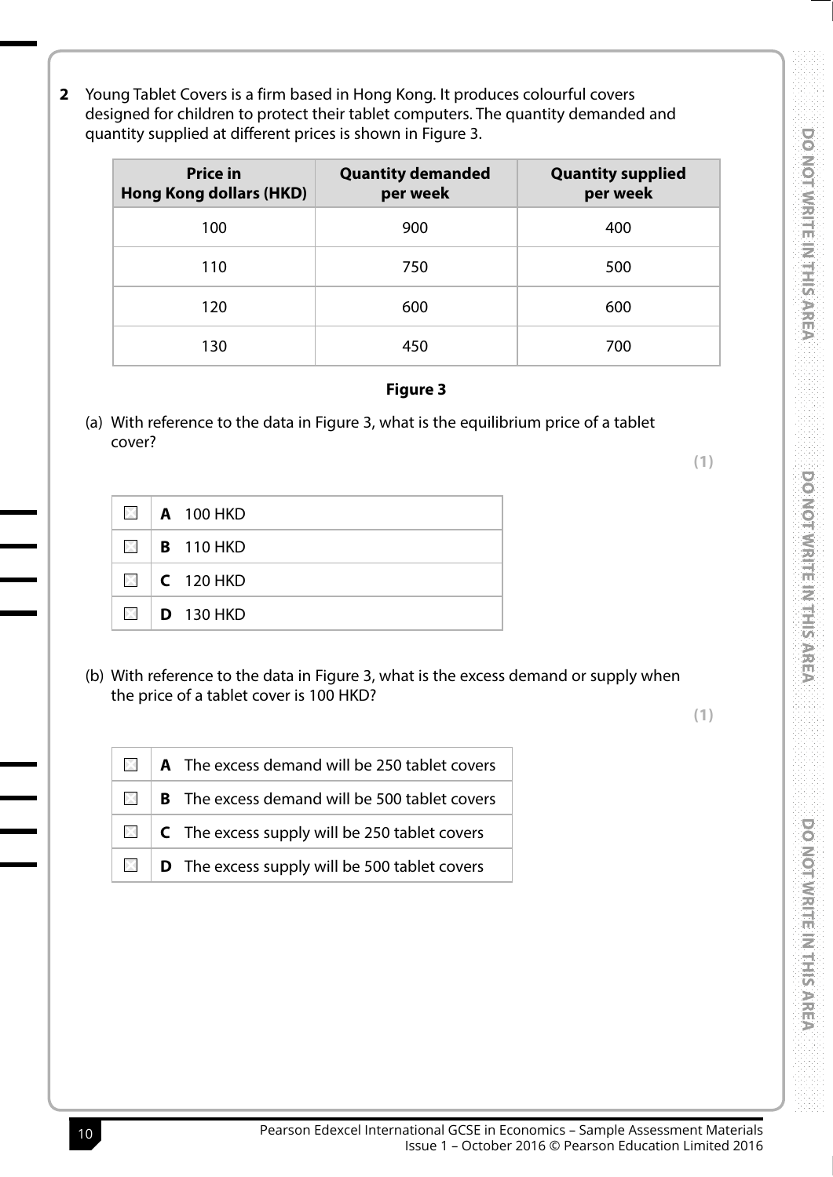**2** Young Tablet Covers is a firm based in Hong Kong. It produces colourful covers designed for children to protect their tablet computers. The quantity demanded and quantity supplied at different prices is shown in Figure 3.

| Price in Hong Kong dollars (HKD) | Quantity demanded per week | Quantity supplied per week |
|---|---|---|
| 100 | 900 | 400 |
| 110 | 750 | 500 |
| 120 | 600 | 600 |
| 130 | 450 | 700 |

**Figure 3**

(a) With reference to the data in Figure 3, what is the equilibrium price of a tablet cover?

**(1)**

- ☐ **A** 100 HKD
- ☐ **B** 110 HKD
- ☐ **C** 120 HKD
- ☐ **D** 130 HKD

(b) With reference to the data in Figure 3, what is the excess demand or supply when the price of a tablet cover is 100 HKD?

**(1)**

- ☐ **A** The excess demand will be 250 tablet covers
- ☐ **B** The excess demand will be 500 tablet covers
- ☐ **C** The excess supply will be 250 tablet covers
- ☐ **D** The excess supply will be 500 tablet covers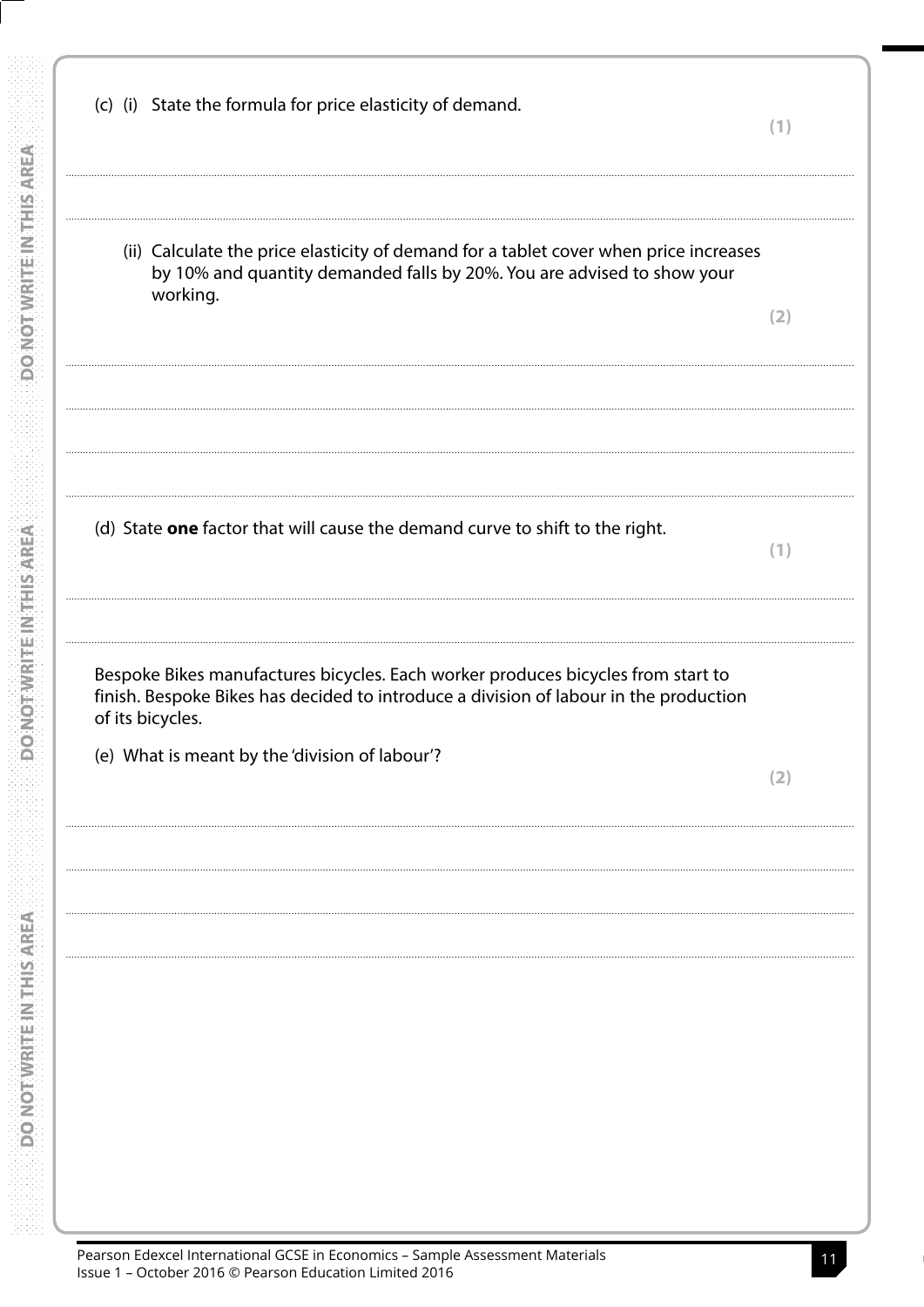(c) (i) State the formula for price elasticity of demand.

**(1)**

(ii) Calculate the price elasticity of demand for a tablet cover when price increases by 10% and quantity demanded falls by 20%. You are advised to show your working.

**(2)**

(d) State **one** factor that will cause the demand curve to shift to the right.

**(1)**

Bespoke Bikes manufactures bicycles. Each worker produces bicycles from start to finish. Bespoke Bikes has decided to introduce a division of labour in the production of its bicycles.

(e) What is meant by the 'division of labour'?

**(2)**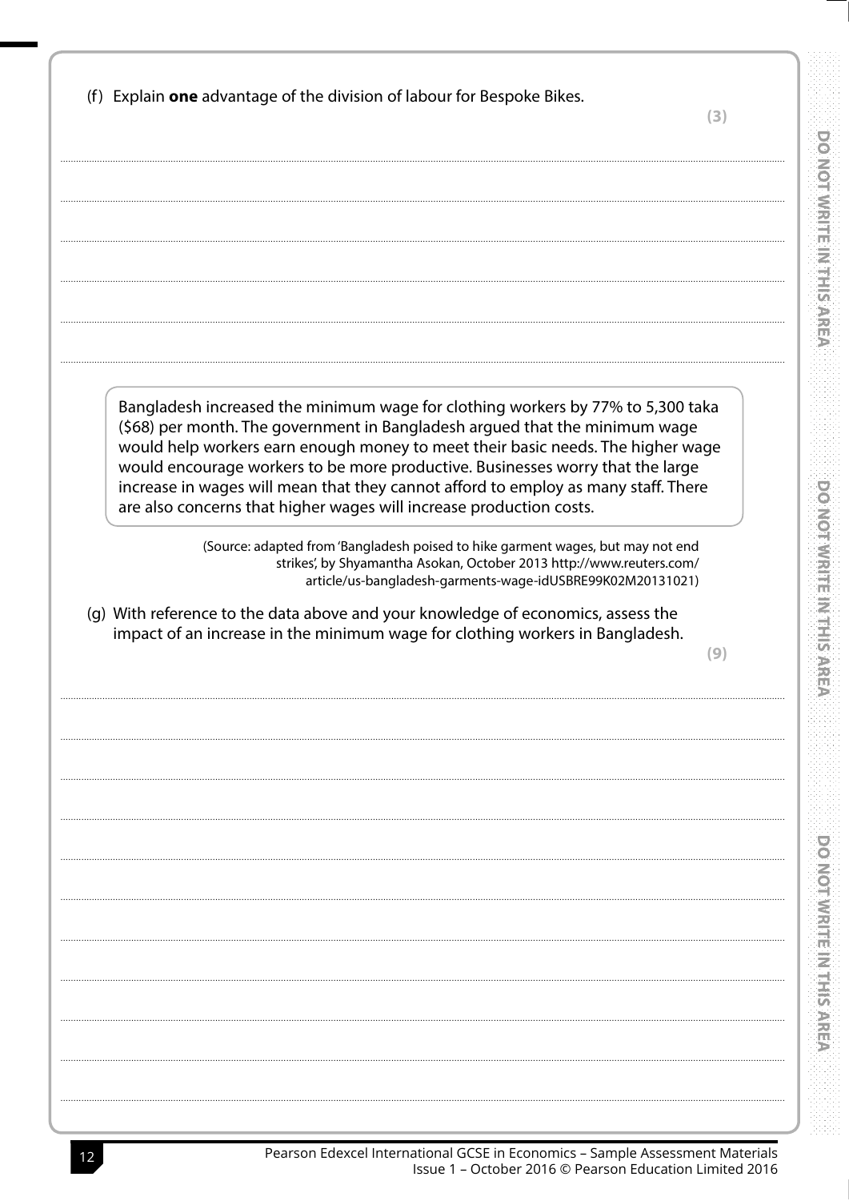(f) Explain **one** advantage of the division of labour for Bespoke Bikes.

**(3)**

..............................................................................................................................................................................................................

..............................................................................................................................................................................................................

..............................................................................................................................................................................................................

..............................................................................................................................................................................................................

..............................................................................................................................................................................................................

Bangladesh increased the minimum wage for clothing workers by 77% to 5,300 taka ($68) per month. The government in Bangladesh argued that the minimum wage would help workers earn enough money to meet their basic needs. The higher wage would encourage workers to be more productive. Businesses worry that the large increase in wages will mean that they cannot afford to employ as many staff. There are also concerns that higher wages will increase production costs.

(Source: adapted from 'Bangladesh poised to hike garment wages, but may not end strikes', by Shyamantha Asokan, October 2013 http://www.reuters.com/article/us-bangladesh-garments-wage-idUSBRE99K02M20131021)

(g) With reference to the data above and your knowledge of economics, assess the impact of an increase in the minimum wage for clothing workers in Bangladesh.

**(9)**

..............................................................................................................................................................................................................

..............................................................................................................................................................................................................

..............................................................................................................................................................................................................

..............................................................................................................................................................................................................

..............................................................................................................................................................................................................

..............................................................................................................................................................................................................

..............................................................................................................................................................................................................

..............................................................................................................................................................................................................

..............................................................................................................................................................................................................

..............................................................................................................................................................................................................

..............................................................................................................................................................................................................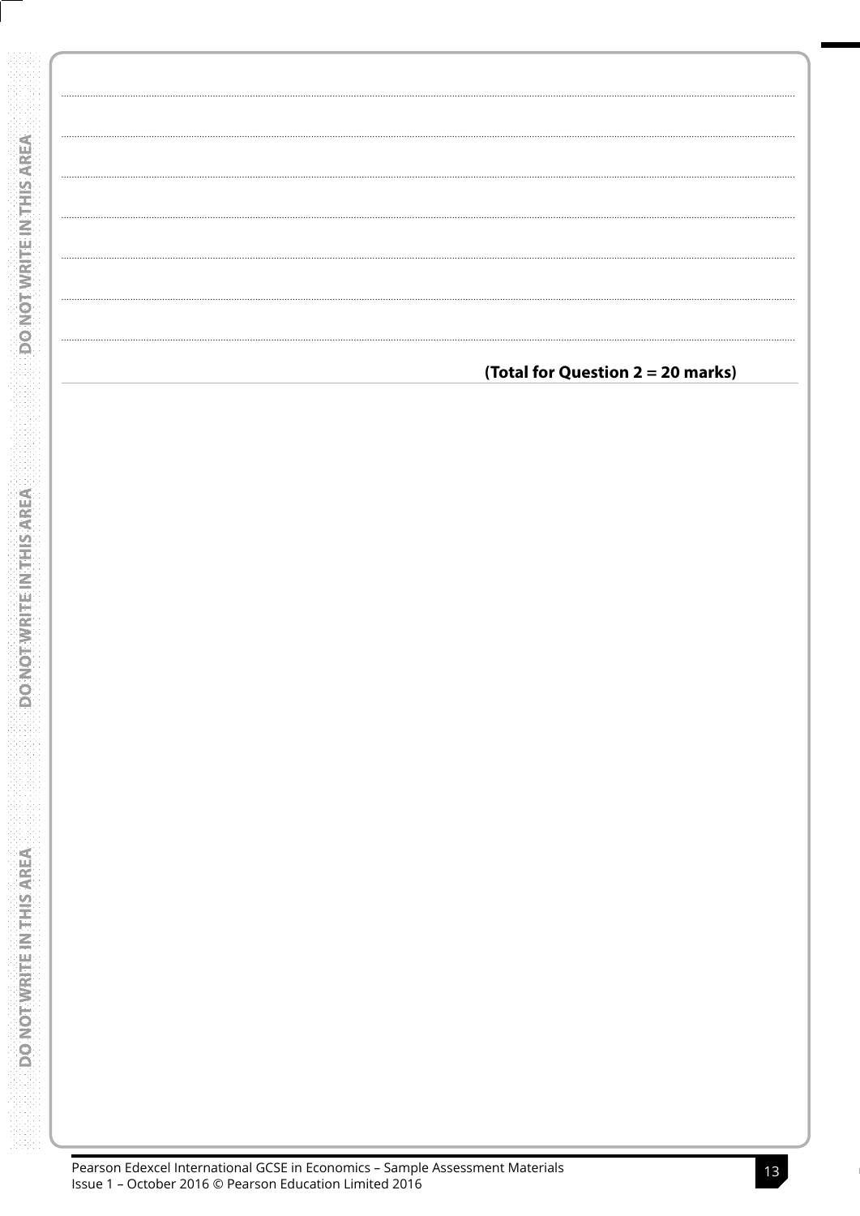**(Total for Question 2 = 20 marks)**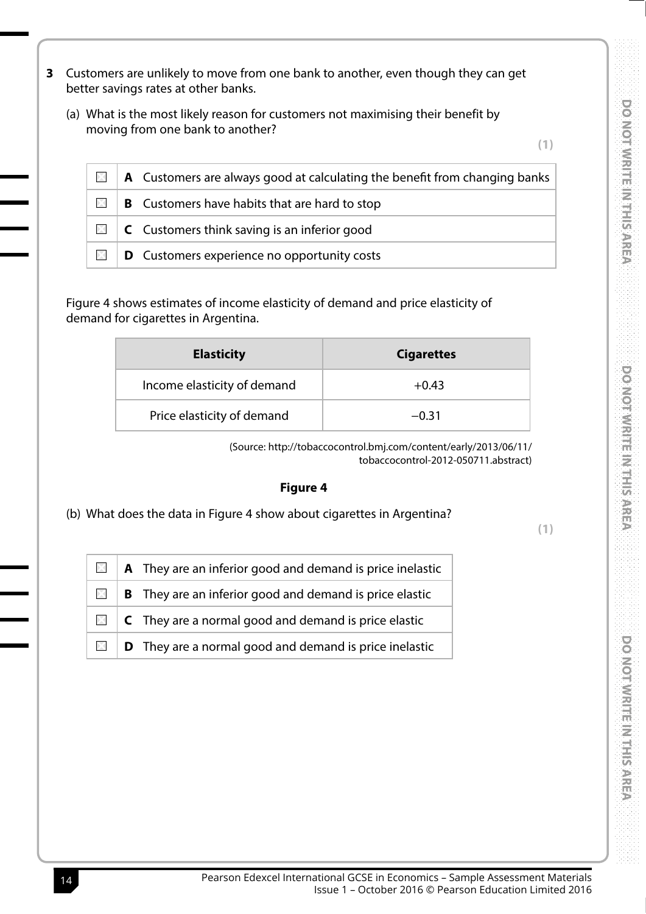**3** Customers are unlikely to move from one bank to another, even though they can get better savings rates at other banks.

(a) What is the most likely reason for customers not maximising their benefit by moving from one bank to another?

**(1)**

| | |
|---|---|
| ☐ | **A** Customers are always good at calculating the benefit from changing banks |
| ☐ | **B** Customers have habits that are hard to stop |
| ☐ | **C** Customers think saving is an inferior good |
| ☐ | **D** Customers experience no opportunity costs |

Figure 4 shows estimates of income elasticity of demand and price elasticity of demand for cigarettes in Argentina.

| Elasticity | Cigarettes |
|---|---|
| Income elasticity of demand | +0.43 |
| Price elasticity of demand | −0.31 |

(Source: http://tobaccocontrol.bmj.com/content/early/2013/06/11/tobaccocontrol-2012-050711.abstract)

**Figure 4**

(b) What does the data in Figure 4 show about cigarettes in Argentina?

**(1)**

| | |
|---|---|
| ☐ | **A** They are an inferior good and demand is price inelastic |
| ☐ | **B** They are an inferior good and demand is price elastic |
| ☐ | **C** They are a normal good and demand is price elastic |
| ☐ | **D** They are a normal good and demand is price inelastic |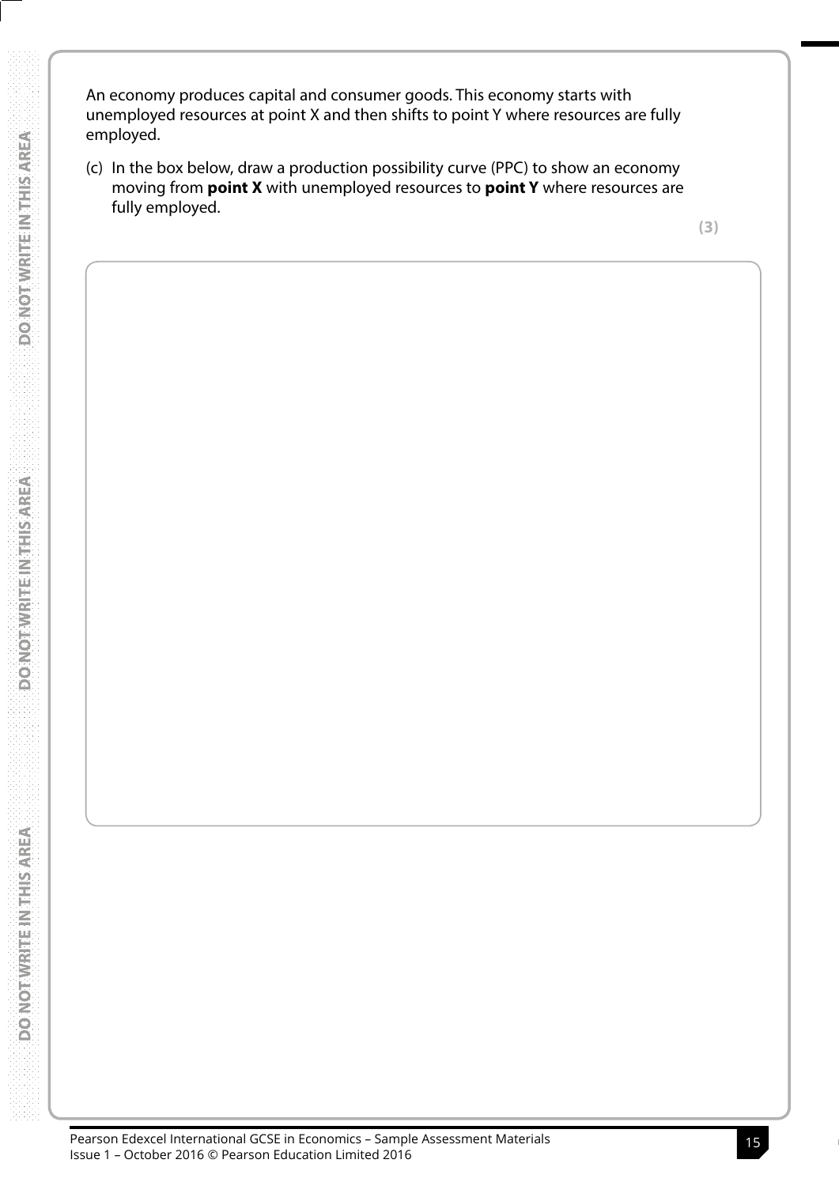An economy produces capital and consumer goods. This economy starts with unemployed resources at point X and then shifts to point Y where resources are fully employed.

(c) In the box below, draw a production possibility curve (PPC) to show an economy moving from **point X** with unemployed resources to **point Y** where resources are fully employed.

**(3)**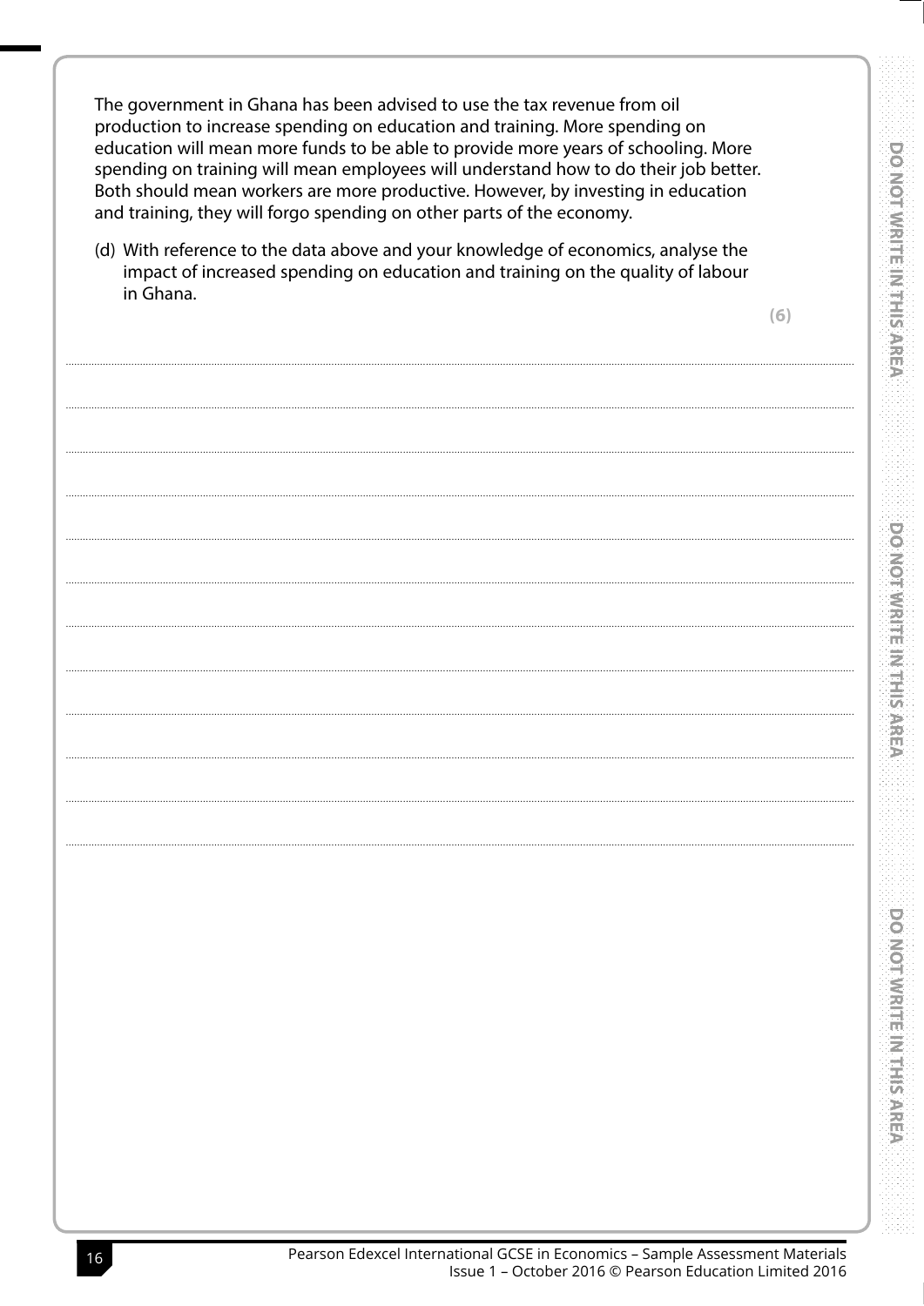The government in Ghana has been advised to use the tax revenue from oil production to increase spending on education and training. More spending on education will mean more funds to be able to provide more years of schooling. More spending on training will mean employees will understand how to do their job better. Both should mean workers are more productive. However, by investing in education and training, they will forgo spending on other parts of the economy.

(d) With reference to the data above and your knowledge of economics, analyse the impact of increased spending on education and training on the quality of labour in Ghana.

**(6)**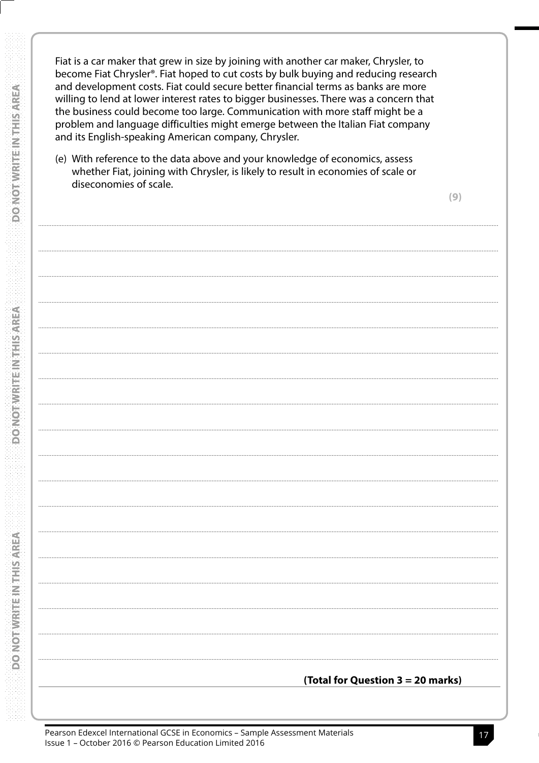Fiat is a car maker that grew in size by joining with another car maker, Chrysler, to become Fiat Chrysler®. Fiat hoped to cut costs by bulk buying and reducing research and development costs. Fiat could secure better financial terms as banks are more willing to lend at lower interest rates to bigger businesses. There was a concern that the business could become too large. Communication with more staff might be a problem and language difficulties might emerge between the Italian Fiat company and its English-speaking American company, Chrysler.

(e) With reference to the data above and your knowledge of economics, assess whether Fiat, joining with Chrysler, is likely to result in economies of scale or diseconomies of scale.

**(9)**

**(Total for Question 3 = 20 marks)**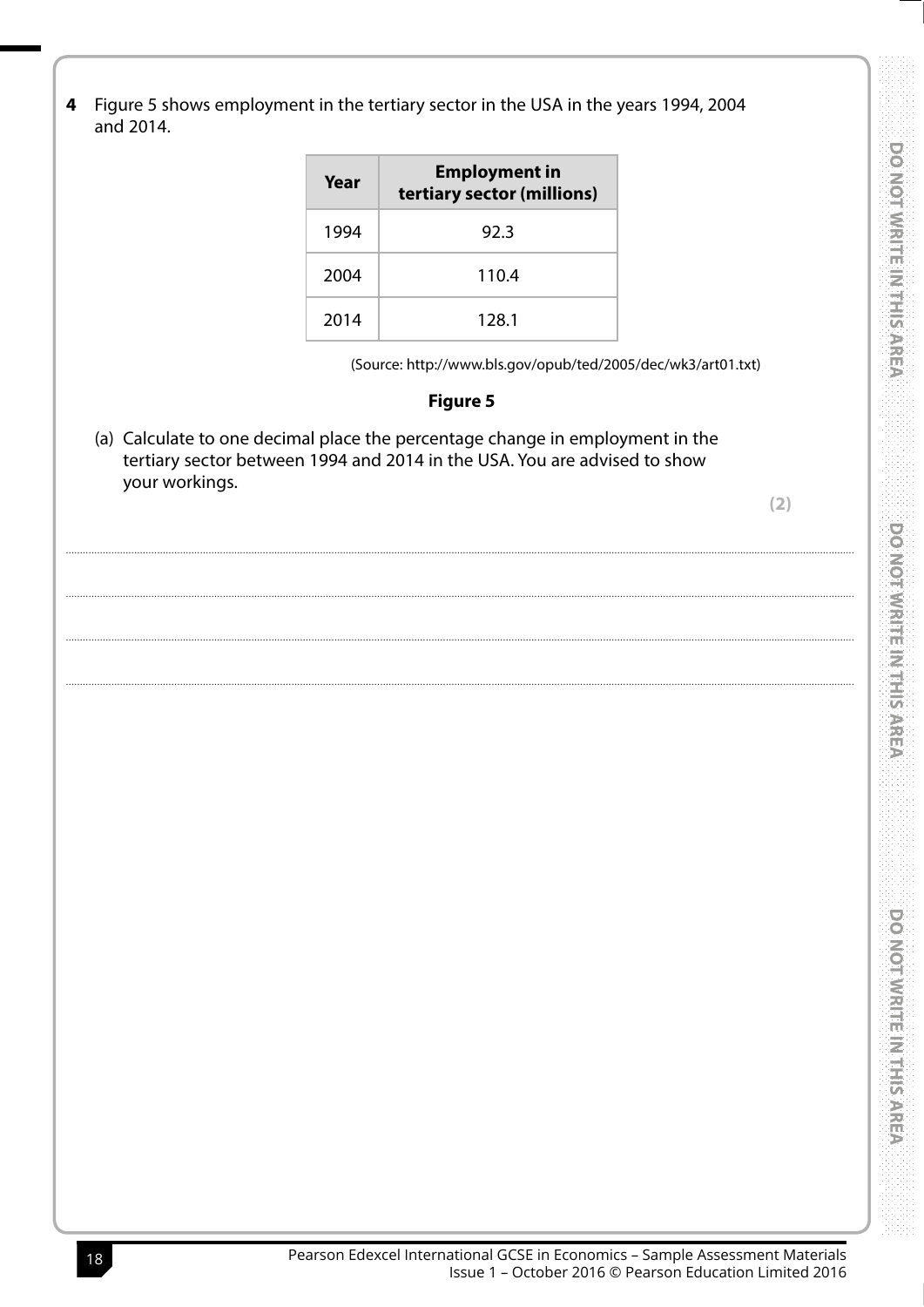**4** Figure 5 shows employment in the tertiary sector in the USA in the years 1994, 2004 and 2014.

| Year | Employment in tertiary sector (millions) |
|---|---|
| 1994 | 92.3 |
| 2004 | 110.4 |
| 2014 | 128.1 |

(Source: http://www.bls.gov/opub/ted/2005/dec/wk3/art01.txt)

**Figure 5**

(a) Calculate to one decimal place the percentage change in employment in the tertiary sector between 1994 and 2014 in the USA. You are advised to show your workings.

**(2)**

....................................................................................................................................................................................................................

....................................................................................................................................................................................................................

....................................................................................................................................................................................................................

....................................................................................................................................................................................................................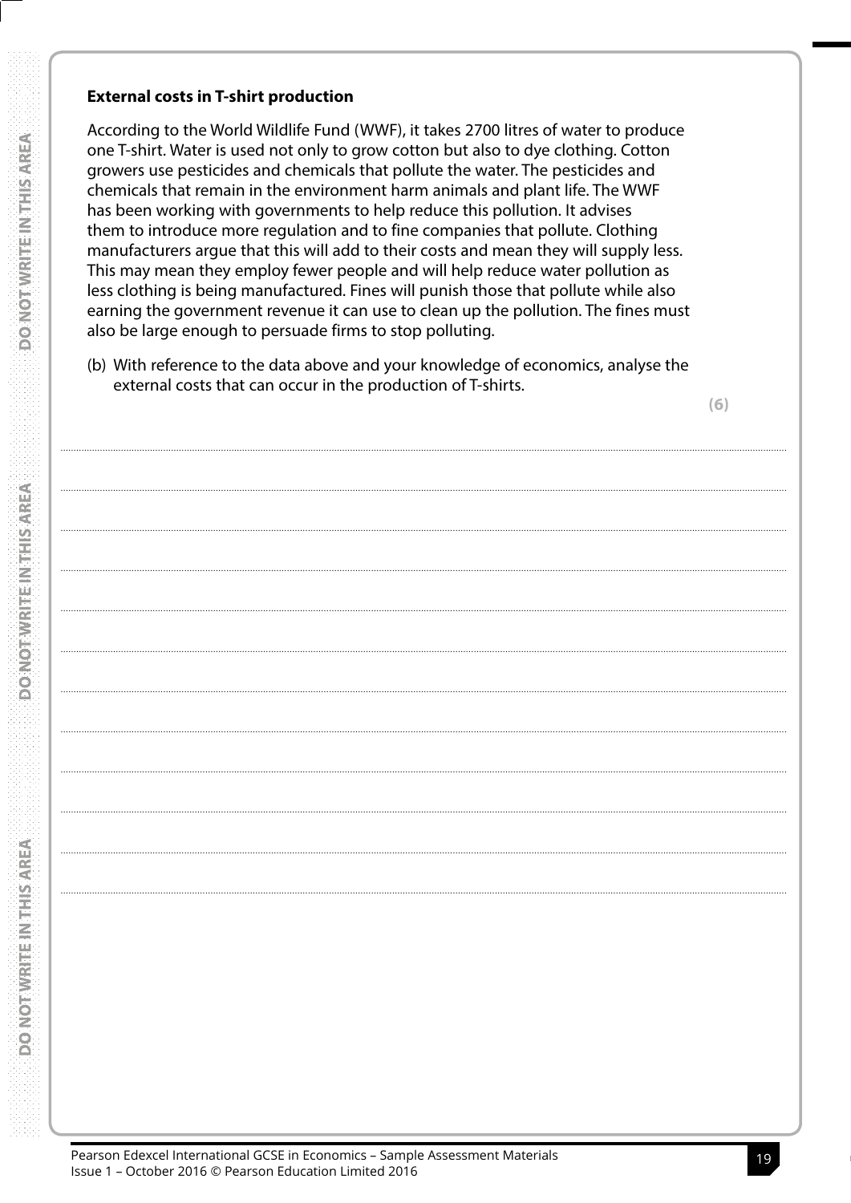**External costs in T-shirt production**

According to the World Wildlife Fund (WWF), it takes 2700 litres of water to produce one T-shirt. Water is used not only to grow cotton but also to dye clothing. Cotton growers use pesticides and chemicals that pollute the water. The pesticides and chemicals that remain in the environment harm animals and plant life. The WWF has been working with governments to help reduce this pollution. It advises them to introduce more regulation and to fine companies that pollute. Clothing manufacturers argue that this will add to their costs and mean they will supply less. This may mean they employ fewer people and will help reduce water pollution as less clothing is being manufactured. Fines will punish those that pollute while also earning the government revenue it can use to clean up the pollution. The fines must also be large enough to persuade firms to stop polluting.

(b) With reference to the data above and your knowledge of economics, analyse the external costs that can occur in the production of T-shirts.

**(6)**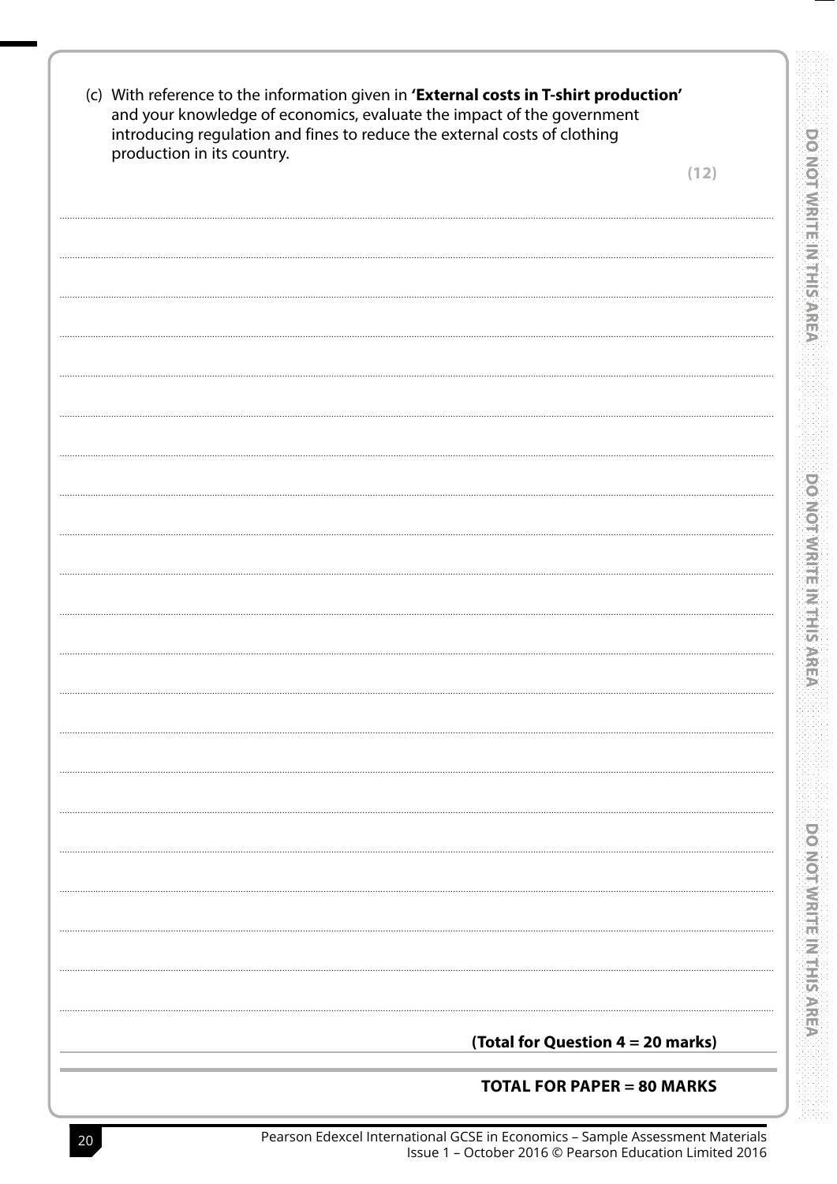(c) With reference to the information given in **'External costs in T-shirt production'** and your knowledge of economics, evaluate the impact of the government introducing regulation and fines to reduce the external costs of clothing production in its country.

**(12)**

**(Total for Question 4 = 20 marks)**

**TOTAL FOR PAPER = 80 MARKS**